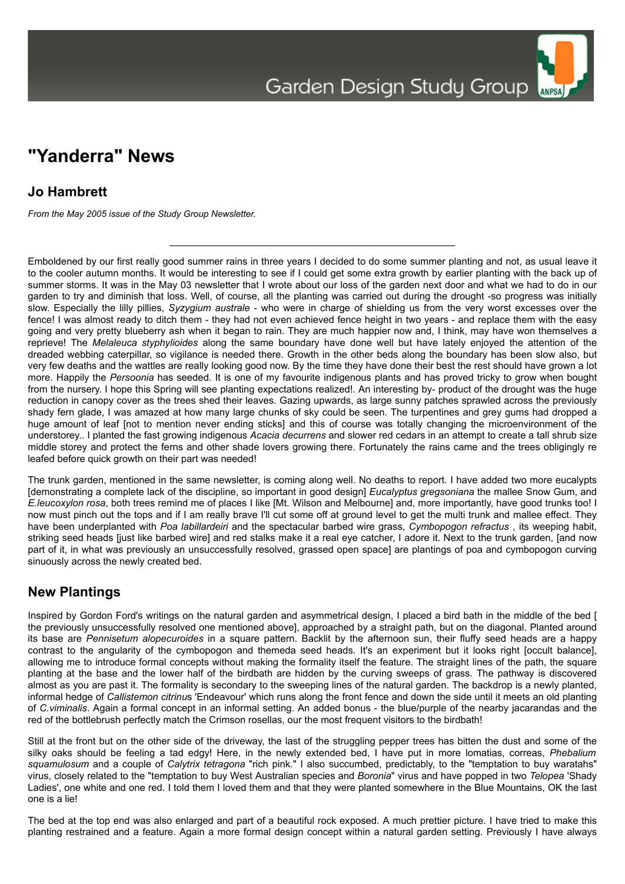# "Yanderra" News

## Jo Hambrett

*From the May 2005 issue of the Study Group Newsletter.*

---

Emboldened by our first really good summer rains in three years I decided to do some summer planting and not, as usual leave it to the cooler autumn months. It would be interesting to see if I could get some extra growth by earlier planting with the back up of summer storms. It was in the May 03 newsletter that I wrote about our loss of the garden next door and what we had to do in our garden to try and diminish that loss. Well, of course, all the planting was carried out during the drought -so progress was initially slow. Especially the lilly pillies, *Syzygium australe* - who were in charge of shielding us from the very worst excesses over the fence! I was almost ready to ditch them - they had not even achieved fence height in two years - and replace them with the easy going and very pretty blueberry ash when it began to rain. They are much happier now and, I think, may have won themselves a reprieve! The *Melaleuca styphylioides* along the same boundary have done well but have lately enjoyed the attention of the dreaded webbing caterpillar, so vigilance is needed there. Growth in the other beds along the boundary has been slow also, but very few deaths and the wattles are really looking good now. By the time they have done their best the rest should have grown a lot more. Happily the *Persoonia* has seeded. It is one of my favourite indigenous plants and has proved tricky to grow when bought from the nursery. I hope this Spring will see planting expectations realized!. An interesting by- product of the drought was the huge reduction in canopy cover as the trees shed their leaves. Gazing upwards, as large sunny patches sprawled across the previously shady fern glade, I was amazed at how many large chunks of sky could be seen. The turpentines and grey gums had dropped a huge amount of leaf [not to mention never ending sticks] and this of course was totally changing the microenvironment of the understorey.. I planted the fast growing indigenous *Acacia decurrens* and slower red cedars in an attempt to create a tall shrub size middle storey and protect the ferns and other shade lovers growing there. Fortunately the rains came and the trees obligingly re leafed before quick growth on their part was needed!

The trunk garden, mentioned in the same newsletter, is coming along well. No deaths to report. I have added two more eucalypts [demonstrating a complete lack of the discipline, so important in good design] *Eucalyptus gregsoniana* the mallee Snow Gum, and *E.leucoxylon rosa*, both trees remind me of places I like [Mt. Wilson and Melbourne] and, more importantly, have good trunks too! I now must pinch out the tops and if I am really brave I'll cut some off at ground level to get the multi trunk and mallee effect. They have been underplanted with *Poa labillardeiri* and the spectacular barbed wire grass, *Cymbopogon refractus* , its weeping habit, striking seed heads [just like barbed wire] and red stalks make it a real eye catcher, I adore it. Next to the trunk garden, [and now part of it, in what was previously an unsuccessfully resolved, grassed open space] are plantings of poa and cymbopogon curving sinuously across the newly created bed.

## New Plantings

Inspired by Gordon Ford's writings on the natural garden and asymmetrical design, I placed a bird bath in the middle of the bed [ the previously unsuccessfully resolved one mentioned above], approached by a straight path, but on the diagonal. Planted around its base are *Pennisetum alopecuroides* in a square pattern. Backlit by the afternoon sun, their fluffy seed heads are a happy contrast to the angularity of the cymbopogon and themeda seed heads. It's an experiment but it looks right [occult balance], allowing me to introduce formal concepts without making the formality itself the feature. The straight lines of the path, the square planting at the base and the lower half of the birdbath are hidden by the curving sweeps of grass. The pathway is discovered almost as you are past it. The formality is secondary to the sweeping lines of the natural garden. The backdrop is a newly planted, informal hedge of *Callistemon citrinus* 'Endeavour' which runs along the front fence and down the side until it meets an old planting of *C.viminalis*. Again a formal concept in an informal setting. An added bonus - the blue/purple of the nearby jacarandas and the red of the bottlebrush perfectly match the Crimson rosellas, our the most frequent visitors to the birdbath!

Still at the front but on the other side of the driveway, the last of the struggling pepper trees has bitten the dust and some of the silky oaks should be feeling a tad edgy! Here, in the newly extended bed, I have put in more lomatias, correas, *Phebalium squamulosum* and a couple of *Calytrix tetragona* "rich pink." I also succumbed, predictably, to the "temptation to buy waratahs" virus, closely related to the "temptation to buy West Australian species and *Boronia*" virus and have popped in two *Telopea* 'Shady Ladies', one white and one red. I told them I loved them and that they were planted somewhere in the Blue Mountains, OK the last one is a lie!

The bed at the top end was also enlarged and part of a beautiful rock exposed. A much prettier picture. I have tried to make this planting restrained and a feature. Again a more formal design concept within a natural garden setting. Previously I have always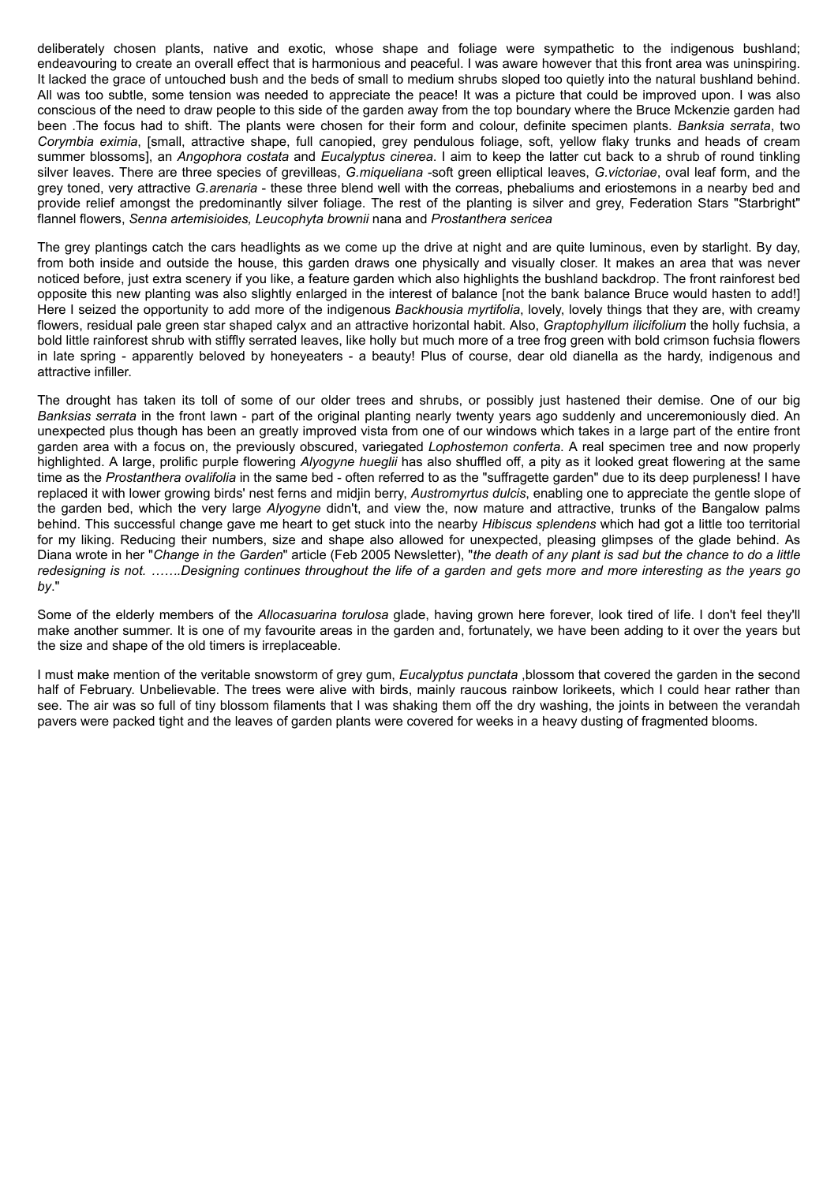deliberately chosen plants, native and exotic, whose shape and foliage were sympathetic to the indigenous bushland; endeavouring to create an overall effect that is harmonious and peaceful. I was aware however that this front area was uninspiring. It lacked the grace of untouched bush and the beds of small to medium shrubs sloped too quietly into the natural bushland behind. All was too subtle, some tension was needed to appreciate the peace! It was a picture that could be improved upon. I was also conscious of the need to draw people to this side of the garden away from the top boundary where the Bruce Mckenzie garden had been .The focus had to shift. The plants were chosen for their form and colour, definite specimen plants. *Banksia serrata*, two *Corymbia eximia*, [small, attractive shape, full canopied, grey pendulous foliage, soft, yellow flaky trunks and heads of cream summer blossoms], an *Angophora costata* and *Eucalyptus cinerea*. I aim to keep the latter cut back to a shrub of round tinkling silver leaves. There are three species of grevilleas, *G.miqueliana* -soft green elliptical leaves, *G.victoriae*, oval leaf form, and the grey toned, very attractive *G.arenaria* - these three blend well with the correas, phebaliums and eriostemons in a nearby bed and provide relief amongst the predominantly silver foliage. The rest of the planting is silver and grey, Federation Stars "Starbright" flannel flowers, *Senna artemisioides, Leucophyta brownii* nana and *Prostanthera sericea*

The grey plantings catch the cars headlights as we come up the drive at night and are quite luminous, even by starlight. By day, from both inside and outside the house, this garden draws one physically and visually closer. It makes an area that was never noticed before, just extra scenery if you like, a feature garden which also highlights the bushland backdrop. The front rainforest bed opposite this new planting was also slightly enlarged in the interest of balance [not the bank balance Bruce would hasten to add!] Here I seized the opportunity to add more of the indigenous *Backhousia myrtifolia*, lovely, lovely things that they are, with creamy flowers, residual pale green star shaped calyx and an attractive horizontal habit. Also, *Graptophyllum ilicifolium* the holly fuchsia, a bold little rainforest shrub with stiffly serrated leaves, like holly but much more of a tree frog green with bold crimson fuchsia flowers in late spring - apparently beloved by honeyeaters - a beauty! Plus of course, dear old dianella as the hardy, indigenous and attractive infiller.

The drought has taken its toll of some of our older trees and shrubs, or possibly just hastened their demise. One of our big *Banksias serrata* in the front lawn - part of the original planting nearly twenty years ago suddenly and unceremoniously died. An unexpected plus though has been an greatly improved vista from one of our windows which takes in a large part of the entire front garden area with a focus on, the previously obscured, variegated *Lophostemon conferta*. A real specimen tree and now properly highlighted. A large, prolific purple flowering *Alyogyne hueglii* has also shuffled off, a pity as it looked great flowering at the same time as the *Prostanthera ovalifolia* in the same bed - often referred to as the "suffragette garden" due to its deep purpleness! I have replaced it with lower growing birds' nest ferns and midjin berry, *Austromyrtus dulcis*, enabling one to appreciate the gentle slope of the garden bed, which the very large *Alyogyne* didn't, and view the, now mature and attractive, trunks of the Bangalow palms behind. This successful change gave me heart to get stuck into the nearby *Hibiscus splendens* which had got a little too territorial for my liking. Reducing their numbers, size and shape also allowed for unexpected, pleasing glimpses of the glade behind. As Diana wrote in her "*Change in the Garden*" article (Feb 2005 Newsletter), "*the death of any plant is sad but the chance to do a little redesigning is not. …….Designing continues throughout the life of a garden and gets more and more interesting as the years go by*."

Some of the elderly members of the *Allocasuarina torulosa* glade, having grown here forever, look tired of life. I don't feel they'll make another summer. It is one of my favourite areas in the garden and, fortunately, we have been adding to it over the years but the size and shape of the old timers is irreplaceable.

I must make mention of the veritable snowstorm of grey gum, *Eucalyptus punctata* ,blossom that covered the garden in the second half of February. Unbelievable. The trees were alive with birds, mainly raucous rainbow lorikeets, which I could hear rather than see. The air was so full of tiny blossom filaments that I was shaking them off the dry washing, the joints in between the verandah pavers were packed tight and the leaves of garden plants were covered for weeks in a heavy dusting of fragmented blooms.